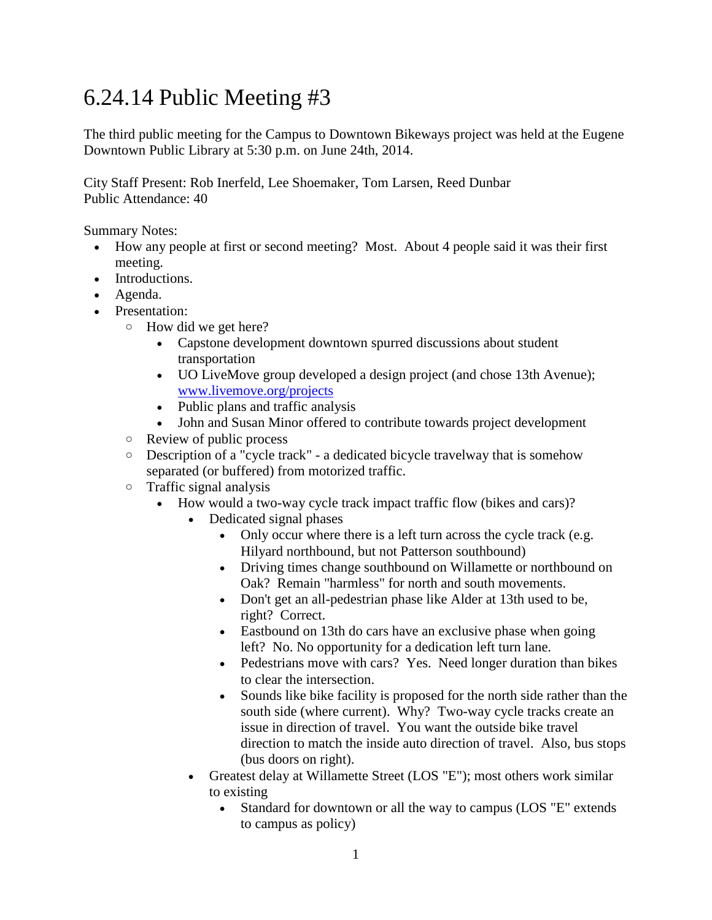# 6.24.14 Public Meeting #3

The third public meeting for the Campus to Downtown Bikeways project was held at the Eugene Downtown Public Library at 5:30 p.m. on June 24th, 2014.

City Staff Present: Rob Inerfeld, Lee Shoemaker, Tom Larsen, Reed Dunbar
Public Attendance: 40

Summary Notes:

- How any people at first or second meeting? Most. About 4 people said it was their first meeting.
- Introductions.
- Agenda.
- Presentation:
  - How did we get here?
    - Capstone development downtown spurred discussions about student transportation
    - UO LiveMove group developed a design project (and chose 13th Avenue); [www.livemove.org/projects](http://www.livemove.org/projects)
    - Public plans and traffic analysis
    - John and Susan Minor offered to contribute towards project development
  - Review of public process
  - Description of a "cycle track" - a dedicated bicycle travelway that is somehow separated (or buffered) from motorized traffic.
  - Traffic signal analysis
    - How would a two-way cycle track impact traffic flow (bikes and cars)?
      - Dedicated signal phases
        - Only occur where there is a left turn across the cycle track (e.g. Hilyard northbound, but not Patterson southbound)
        - Driving times change southbound on Willamette or northbound on Oak? Remain "harmless" for north and south movements.
        - Don't get an all-pedestrian phase like Alder at 13th used to be, right? Correct.
        - Eastbound on 13th do cars have an exclusive phase when going left? No. No opportunity for a dedication left turn lane.
        - Pedestrians move with cars? Yes. Need longer duration than bikes to clear the intersection.
        - Sounds like bike facility is proposed for the north side rather than the south side (where current). Why? Two-way cycle tracks create an issue in direction of travel. You want the outside bike travel direction to match the inside auto direction of travel. Also, bus stops (bus doors on right).
      - Greatest delay at Willamette Street (LOS "E"); most others work similar to existing
        - Standard for downtown or all the way to campus (LOS "E" extends to campus as policy)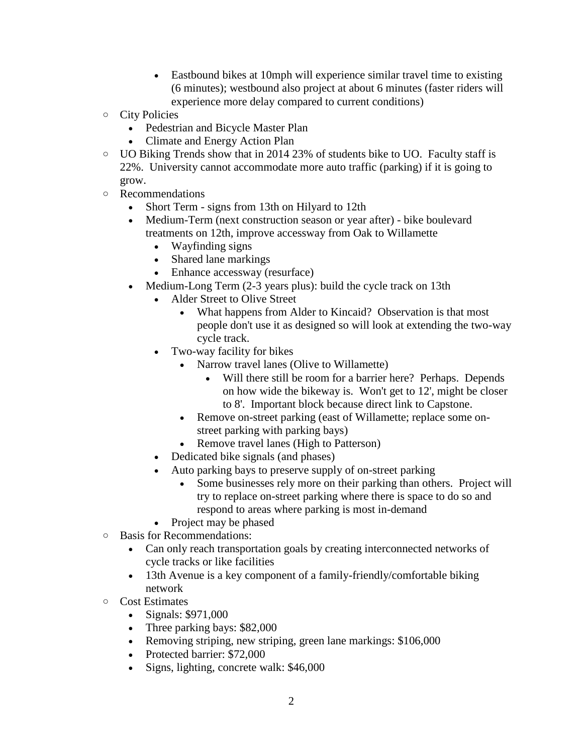- Eastbound bikes at 10mph will experience similar travel time to existing (6 minutes); westbound also project at about 6 minutes (faster riders will experience more delay compared to current conditions)

- City Policies
  - Pedestrian and Bicycle Master Plan
  - Climate and Energy Action Plan
- UO Biking Trends show that in 2014 23% of students bike to UO. Faculty staff is 22%. University cannot accommodate more auto traffic (parking) if it is going to grow.
- Recommendations
  - Short Term - signs from 13th on Hilyard to 12th
  - Medium-Term (next construction season or year after) - bike boulevard treatments on 12th, improve accessway from Oak to Willamette
    - Wayfinding signs
    - Shared lane markings
    - Enhance accessway (resurface)
  - Medium-Long Term (2-3 years plus): build the cycle track on 13th
    - Alder Street to Olive Street
      - What happens from Alder to Kincaid? Observation is that most people don't use it as designed so will look at extending the two-way cycle track.
    - Two-way facility for bikes
      - Narrow travel lanes (Olive to Willamette)
        - Will there still be room for a barrier here? Perhaps. Depends on how wide the bikeway is. Won't get to 12', might be closer to 8'. Important block because direct link to Capstone.
      - Remove on-street parking (east of Willamette; replace some on-street parking with parking bays)
      - Remove travel lanes (High to Patterson)
    - Dedicated bike signals (and phases)
    - Auto parking bays to preserve supply of on-street parking
      - Some businesses rely more on their parking than others. Project will try to replace on-street parking where there is space to do so and respond to areas where parking is most in-demand
    - Project may be phased
- Basis for Recommendations:
  - Can only reach transportation goals by creating interconnected networks of cycle tracks or like facilities
  - 13th Avenue is a key component of a family-friendly/comfortable biking network
- Cost Estimates
  - Signals: $971,000
  - Three parking bays: $82,000
  - Removing striping, new striping, green lane markings: $106,000
  - Protected barrier: $72,000
  - Signs, lighting, concrete walk: $46,000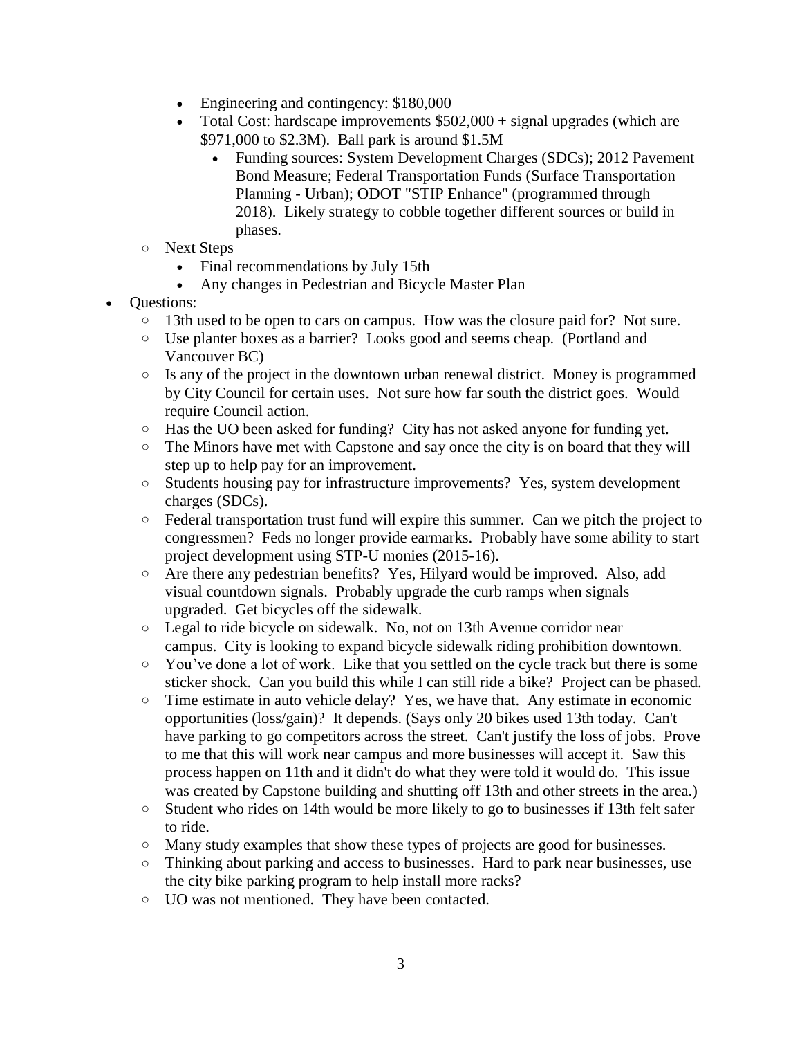- Engineering and contingency: $180,000
        - Total Cost: hardscape improvements $502,000 + signal upgrades (which are $971,000 to $2.3M). Ball park is around $1.5M
            - Funding sources: System Development Charges (SDCs); 2012 Pavement Bond Measure; Federal Transportation Funds (Surface Transportation Planning - Urban); ODOT "STIP Enhance" (programmed through 2018). Likely strategy to cobble together different sources or build in phases.
    - Next Steps
        - Final recommendations by July 15th
        - Any changes in Pedestrian and Bicycle Master Plan
- Questions:
    - 13th used to be open to cars on campus. How was the closure paid for? Not sure.
    - Use planter boxes as a barrier? Looks good and seems cheap. (Portland and Vancouver BC)
    - Is any of the project in the downtown urban renewal district. Money is programmed by City Council for certain uses. Not sure how far south the district goes. Would require Council action.
    - Has the UO been asked for funding? City has not asked anyone for funding yet.
    - The Minors have met with Capstone and say once the city is on board that they will step up to help pay for an improvement.
    - Students housing pay for infrastructure improvements? Yes, system development charges (SDCs).
    - Federal transportation trust fund will expire this summer. Can we pitch the project to congressmen? Feds no longer provide earmarks. Probably have some ability to start project development using STP-U monies (2015-16).
    - Are there any pedestrian benefits? Yes, Hilyard would be improved. Also, add visual countdown signals. Probably upgrade the curb ramps when signals upgraded. Get bicycles off the sidewalk.
    - Legal to ride bicycle on sidewalk. No, not on 13th Avenue corridor near campus. City is looking to expand bicycle sidewalk riding prohibition downtown.
    - You've done a lot of work. Like that you settled on the cycle track but there is some sticker shock. Can you build this while I can still ride a bike? Project can be phased.
    - Time estimate in auto vehicle delay? Yes, we have that. Any estimate in economic opportunities (loss/gain)? It depends. (Says only 20 bikes used 13th today. Can't have parking to go competitors across the street. Can't justify the loss of jobs. Prove to me that this will work near campus and more businesses will accept it. Saw this process happen on 11th and it didn't do what they were told it would do. This issue was created by Capstone building and shutting off 13th and other streets in the area.)
    - Student who rides on 14th would be more likely to go to businesses if 13th felt safer to ride.
    - Many study examples that show these types of projects are good for businesses.
    - Thinking about parking and access to businesses. Hard to park near businesses, use the city bike parking program to help install more racks?
    - UO was not mentioned. They have been contacted.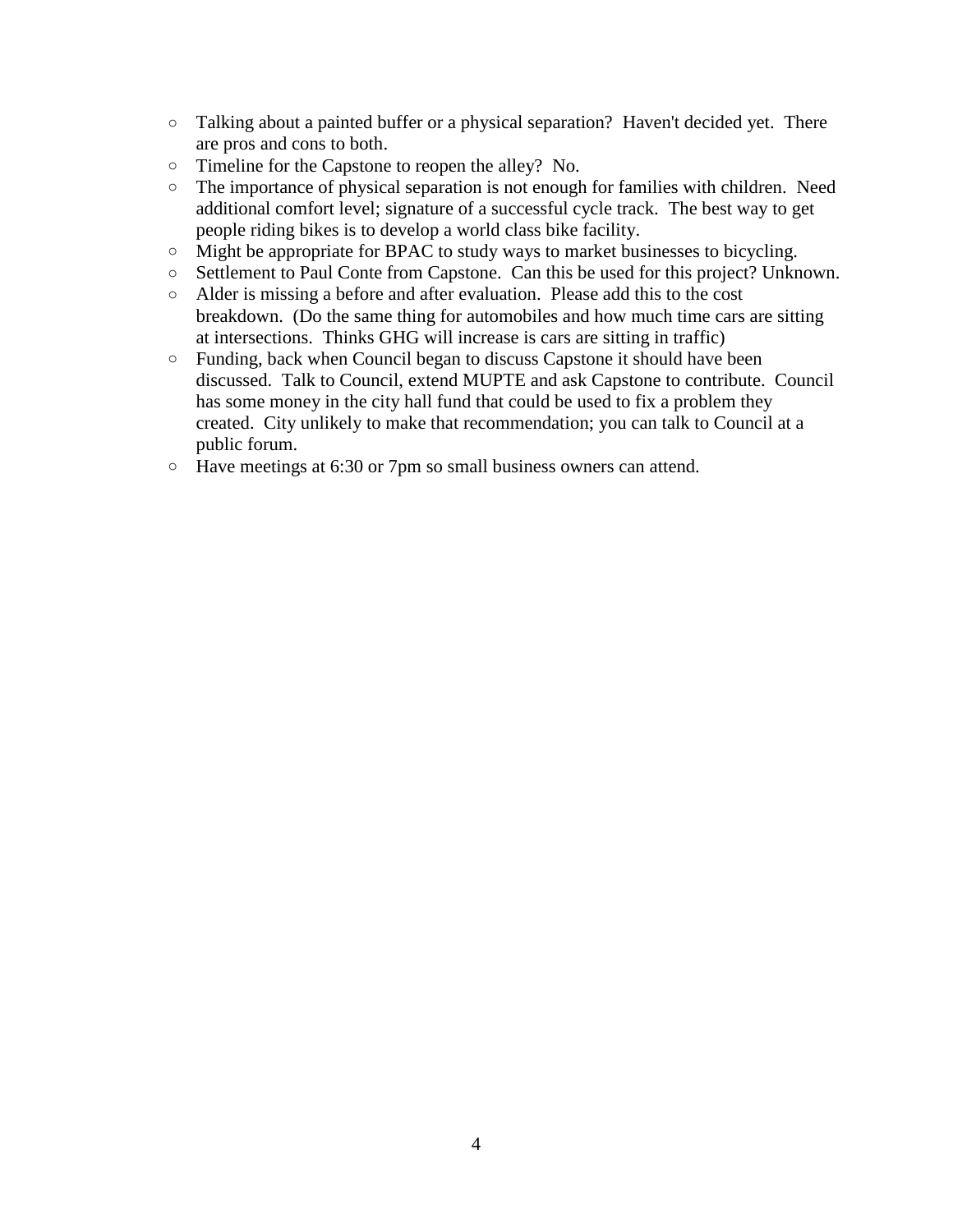- Talking about a painted buffer or a physical separation?  Haven't decided yet.  There are pros and cons to both.
- Timeline for the Capstone to reopen the alley?  No.
- The importance of physical separation is not enough for families with children.  Need additional comfort level; signature of a successful cycle track.  The best way to get people riding bikes is to develop a world class bike facility.
- Might be appropriate for BPAC to study ways to market businesses to bicycling.
- Settlement to Paul Conte from Capstone.  Can this be used for this project? Unknown.
- Alder is missing a before and after evaluation.  Please add this to the cost breakdown.  (Do the same thing for automobiles and how much time cars are sitting at intersections.  Thinks GHG will increase is cars are sitting in traffic)
- Funding, back when Council began to discuss Capstone it should have been discussed.  Talk to Council, extend MUPTE and ask Capstone to contribute.  Council has some money in the city hall fund that could be used to fix a problem they created.  City unlikely to make that recommendation; you can talk to Council at a public forum.
- Have meetings at 6:30 or 7pm so small business owners can attend.